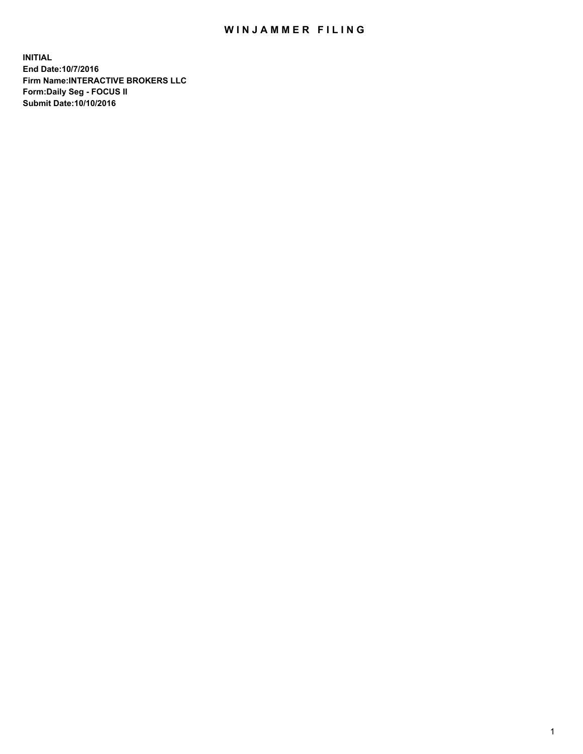# WINJAMMER FILING

**INITIAL**
**End Date:10/7/2016**
**Firm Name:INTERACTIVE BROKERS LLC**
**Form:Daily Seg - FOCUS II**
**Submit Date:10/10/2016**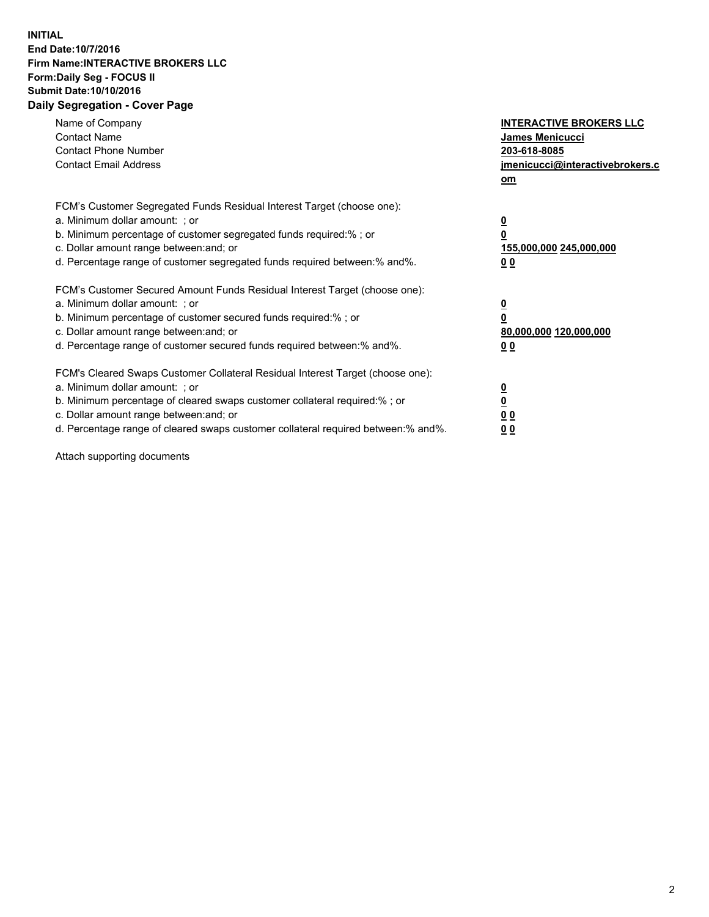**INITIAL**
**End Date:10/7/2016**
**Firm Name:INTERACTIVE BROKERS LLC**
**Form:Daily Seg - FOCUS II**
**Submit Date:10/10/2016**
**Daily Segregation - Cover Page**

| | |
|---|---|
| Name of Company | **INTERACTIVE BROKERS LLC** |
| Contact Name | **James Menicucci** |
| Contact Phone Number | **203-618-8085** |
| Contact Email Address | **jmenicucci@interactivebrokers.com** |

FCM's Customer Segregated Funds Residual Interest Target (choose one):

| | |
|---|---|
| a. Minimum dollar amount: ; or | **0** |
| b. Minimum percentage of customer segregated funds required:% ; or | **0** |
| c. Dollar amount range between:and; or | **155,000,000 245,000,000** |
| d. Percentage range of customer segregated funds required between:% and%. | **0 0** |

FCM's Customer Secured Amount Funds Residual Interest Target (choose one):

| | |
|---|---|
| a. Minimum dollar amount: ; or | **0** |
| b. Minimum percentage of customer secured funds required:% ; or | **0** |
| c. Dollar amount range between:and; or | **80,000,000 120,000,000** |
| d. Percentage range of customer secured funds required between:% and%. | **0 0** |

FCM's Cleared Swaps Customer Collateral Residual Interest Target (choose one):

| | |
|---|---|
| a. Minimum dollar amount: ; or | **0** |
| b. Minimum percentage of cleared swaps customer collateral required:% ; or | **0** |
| c. Dollar amount range between:and; or | **0 0** |
| d. Percentage range of cleared swaps customer collateral required between:% and%. | **0 0** |

Attach supporting documents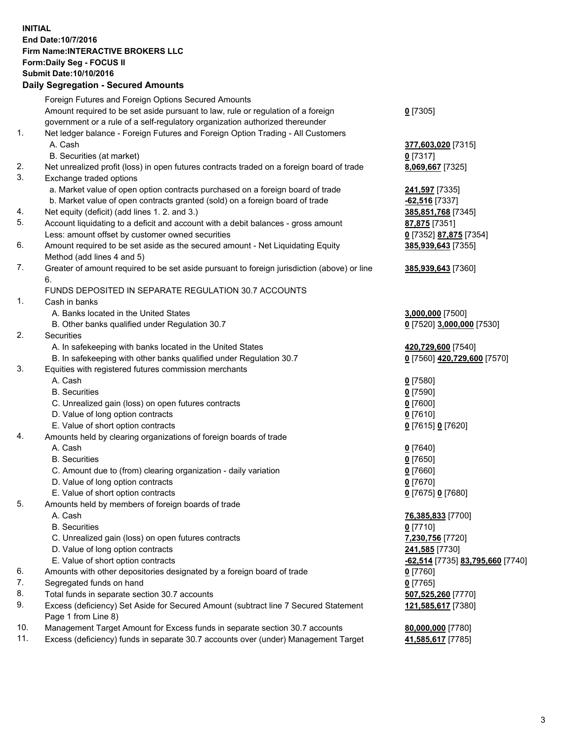**INITIAL**
**End Date:10/7/2016**
**Firm Name:INTERACTIVE BROKERS LLC**
**Form:Daily Seg - FOCUS II**
**Submit Date:10/10/2016**

## Daily Segregation - Secured Amounts

| | | |
|---|---|---|
| | Foreign Futures and Foreign Options Secured Amounts | |
| | Amount required to be set aside pursuant to law, rule or regulation of a foreign government or a rule of a self-regulatory organization authorized thereunder | **0** [7305] |
| 1. | Net ledger balance - Foreign Futures and Foreign Option Trading - All Customers | |
| | A. Cash | **377,603,020** [7315] |
| | B. Securities (at market) | **0** [7317] |
| 2. | Net unrealized profit (loss) in open futures contracts traded on a foreign board of trade | **8,069,667** [7325] |
| 3. | Exchange traded options | |
| | a. Market value of open option contracts purchased on a foreign board of trade | **241,597** [7335] |
| | b. Market value of open contracts granted (sold) on a foreign board of trade | **-62,516** [7337] |
| 4. | Net equity (deficit) (add lines 1. 2. and 3.) | **385,851,768** [7345] |
| 5. | Account liquidating to a deficit and account with a debit balances - gross amount | **87,875** [7351] |
| | Less: amount offset by customer owned securities | **0** [7352] **87,875** [7354] |
| 6. | Amount required to be set aside as the secured amount - Net Liquidating Equity Method (add lines 4 and 5) | **385,939,643** [7355] |
| 7. | Greater of amount required to be set aside pursuant to foreign jurisdiction (above) or line 6. | **385,939,643** [7360] |
| | FUNDS DEPOSITED IN SEPARATE REGULATION 30.7 ACCOUNTS | |
| 1. | Cash in banks | |
| | A. Banks located in the United States | **3,000,000** [7500] |
| | B. Other banks qualified under Regulation 30.7 | **0** [7520] **3,000,000** [7530] |
| 2. | Securities | |
| | A. In safekeeping with banks located in the United States | **420,729,600** [7540] |
| | B. In safekeeping with other banks qualified under Regulation 30.7 | **0** [7560] **420,729,600** [7570] |
| 3. | Equities with registered futures commission merchants | |
| | A. Cash | **0** [7580] |
| | B. Securities | **0** [7590] |
| | C. Unrealized gain (loss) on open futures contracts | **0** [7600] |
| | D. Value of long option contracts | **0** [7610] |
| | E. Value of short option contracts | **0** [7615] **0** [7620] |
| 4. | Amounts held by clearing organizations of foreign boards of trade | |
| | A. Cash | **0** [7640] |
| | B. Securities | **0** [7650] |
| | C. Amount due to (from) clearing organization - daily variation | **0** [7660] |
| | D. Value of long option contracts | **0** [7670] |
| | E. Value of short option contracts | **0** [7675] **0** [7680] |
| 5. | Amounts held by members of foreign boards of trade | |
| | A. Cash | **76,385,833** [7700] |
| | B. Securities | **0** [7710] |
| | C. Unrealized gain (loss) on open futures contracts | **7,230,756** [7720] |
| | D. Value of long option contracts | **241,585** [7730] |
| | E. Value of short option contracts | **-62,514** [7735] **83,795,660** [7740] |
| 6. | Amounts with other depositories designated by a foreign board of trade | **0** [7760] |
| 7. | Segregated funds on hand | **0** [7765] |
| 8. | Total funds in separate section 30.7 accounts | **507,525,260** [7770] |
| 9. | Excess (deficiency) Set Aside for Secured Amount (subtract line 7 Secured Statement Page 1 from Line 8) | **121,585,617** [7380] |
| 10. | Management Target Amount for Excess funds in separate section 30.7 accounts | **80,000,000** [7780] |
| 11. | Excess (deficiency) funds in separate 30.7 accounts over (under) Management Target | **41,585,617** [7785] |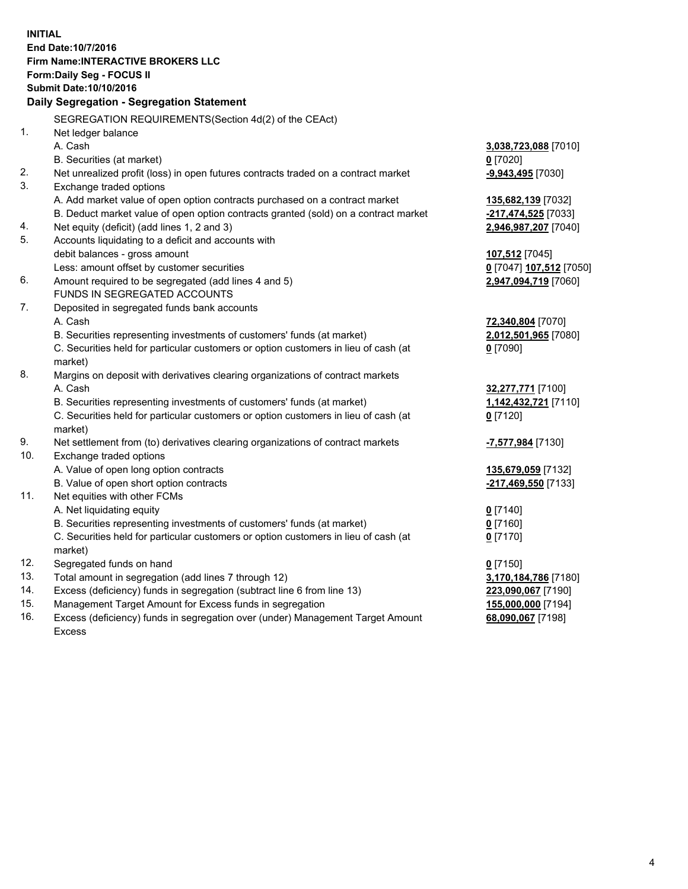**INITIAL**
**End Date:10/7/2016**
**Firm Name:INTERACTIVE BROKERS LLC**
**Form:Daily Seg - FOCUS II**
**Submit Date:10/10/2016**
**Daily Segregation - Segregation Statement**

| | | |
|---|---|---|
| | SEGREGATION REQUIREMENTS(Section 4d(2) of the CEAct) | |
| 1. | Net ledger balance | |
| | A. Cash | **3,038,723,088** [7010] |
| | B. Securities (at market) | **0** [7020] |
| 2. | Net unrealized profit (loss) in open futures contracts traded on a contract market | **-9,943,495** [7030] |
| 3. | Exchange traded options | |
| | A. Add market value of open option contracts purchased on a contract market | **135,682,139** [7032] |
| | B. Deduct market value of open option contracts granted (sold) on a contract market | **-217,474,525** [7033] |
| 4. | Net equity (deficit) (add lines 1, 2 and 3) | **2,946,987,207** [7040] |
| 5. | Accounts liquidating to a deficit and accounts with | |
| | debit balances - gross amount | **107,512** [7045] |
| | Less: amount offset by customer securities | **0** [7047] **107,512** [7050] |
| 6. | Amount required to be segregated (add lines 4 and 5) | **2,947,094,719** [7060] |
| | FUNDS IN SEGREGATED ACCOUNTS | |
| 7. | Deposited in segregated funds bank accounts | |
| | A. Cash | **72,340,804** [7070] |
| | B. Securities representing investments of customers' funds (at market) | **2,012,501,965** [7080] |
| | C. Securities held for particular customers or option customers in lieu of cash (at market) | **0** [7090] |
| 8. | Margins on deposit with derivatives clearing organizations of contract markets | |
| | A. Cash | **32,277,771** [7100] |
| | B. Securities representing investments of customers' funds (at market) | **1,142,432,721** [7110] |
| | C. Securities held for particular customers or option customers in lieu of cash (at market) | **0** [7120] |
| 9. | Net settlement from (to) derivatives clearing organizations of contract markets | **-7,577,984** [7130] |
| 10. | Exchange traded options | |
| | A. Value of open long option contracts | **135,679,059** [7132] |
| | B. Value of open short option contracts | **-217,469,550** [7133] |
| 11. | Net equities with other FCMs | |
| | A. Net liquidating equity | **0** [7140] |
| | B. Securities representing investments of customers' funds (at market) | **0** [7160] |
| | C. Securities held for particular customers or option customers in lieu of cash (at market) | **0** [7170] |
| 12. | Segregated funds on hand | **0** [7150] |
| 13. | Total amount in segregation (add lines 7 through 12) | **3,170,184,786** [7180] |
| 14. | Excess (deficiency) funds in segregation (subtract line 6 from line 13) | **223,090,067** [7190] |
| 15. | Management Target Amount for Excess funds in segregation | **155,000,000** [7194] |
| 16. | Excess (deficiency) funds in segregation over (under) Management Target Amount Excess | **68,090,067** [7198] |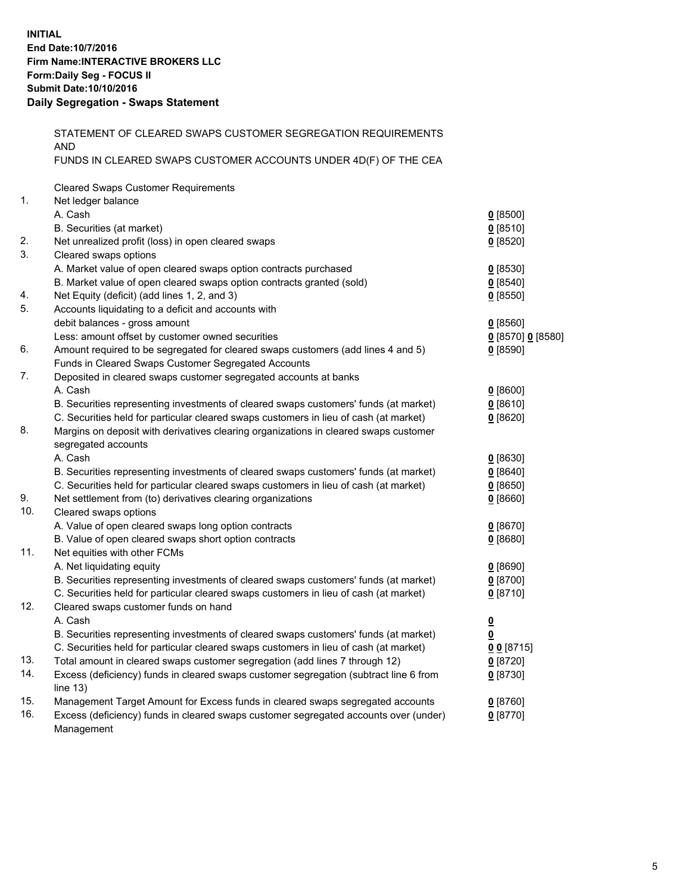**INITIAL**
**End Date:10/7/2016**
**Firm Name:INTERACTIVE BROKERS LLC**
**Form:Daily Seg - FOCUS II**
**Submit Date:10/10/2016**
**Daily Segregation - Swaps Statement**

STATEMENT OF CLEARED SWAPS CUSTOMER SEGREGATION REQUIREMENTS AND FUNDS IN CLEARED SWAPS CUSTOMER ACCOUNTS UNDER 4D(F) OF THE CEA

| | | |
|---|---|---|
| | Cleared Swaps Customer Requirements | |
| 1. | Net ledger balance | |
| | A. Cash | 0 [8500] |
| | B. Securities (at market) | 0 [8510] |
| 2. | Net unrealized profit (loss) in open cleared swaps | 0 [8520] |
| 3. | Cleared swaps options | |
| | A. Market value of open cleared swaps option contracts purchased | 0 [8530] |
| | B. Market value of open cleared swaps option contracts granted (sold) | 0 [8540] |
| 4. | Net Equity (deficit) (add lines 1, 2, and 3) | 0 [8550] |
| 5. | Accounts liquidating to a deficit and accounts with debit balances - gross amount | 0 [8560] |
| | Less: amount offset by customer owned securities | 0 [8570] 0 [8580] |
| 6. | Amount required to be segregated for cleared swaps customers (add lines 4 and 5) | 0 [8590] |
| | Funds in Cleared Swaps Customer Segregated Accounts | |
| 7. | Deposited in cleared swaps customer segregated accounts at banks | |
| | A. Cash | 0 [8600] |
| | B. Securities representing investments of cleared swaps customers' funds (at market) | 0 [8610] |
| | C. Securities held for particular cleared swaps customers in lieu of cash (at market) | 0 [8620] |
| 8. | Margins on deposit with derivatives clearing organizations in cleared swaps customer segregated accounts | |
| | A. Cash | 0 [8630] |
| | B. Securities representing investments of cleared swaps customers' funds (at market) | 0 [8640] |
| | C. Securities held for particular cleared swaps customers in lieu of cash (at market) | 0 [8650] |
| 9. | Net settlement from (to) derivatives clearing organizations | 0 [8660] |
| 10. | Cleared swaps options | |
| | A. Value of open cleared swaps long option contracts | 0 [8670] |
| | B. Value of open cleared swaps short option contracts | 0 [8680] |
| 11. | Net equities with other FCMs | |
| | A. Net liquidating equity | 0 [8690] |
| | B. Securities representing investments of cleared swaps customers' funds (at market) | 0 [8700] |
| | C. Securities held for particular cleared swaps customers in lieu of cash (at market) | 0 [8710] |
| 12. | Cleared swaps customer funds on hand | |
| | A. Cash | 0 |
| | B. Securities representing investments of cleared swaps customers' funds (at market) | 0 |
| | C. Securities held for particular cleared swaps customers in lieu of cash (at market) | 0 0 [8715] |
| 13. | Total amount in cleared swaps customer segregation (add lines 7 through 12) | 0 [8720] |
| 14. | Excess (deficiency) funds in cleared swaps customer segregation (subtract line 6 from line 13) | 0 [8730] |
| 15. | Management Target Amount for Excess funds in cleared swaps segregated accounts | 0 [8760] |
| 16. | Excess (deficiency) funds in cleared swaps customer segregated accounts over (under) Management | 0 [8770] |